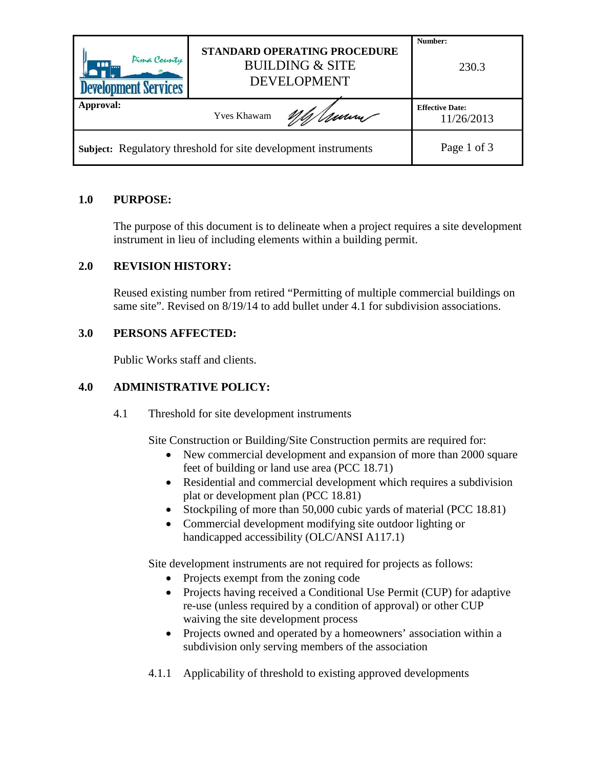| Pima County Development Services | STANDARD OPERATING PROCEDURE<br>BUILDING & SITE DEVELOPMENT | Number:<br>230.3 |
| --- | --- | --- |
| Approval: | Yves Khawam | Effective Date:<br>11/26/2013 |
| Subject: Regulatory threshold for site development instruments | | Page 1 of 3 |

## 1.0 PURPOSE:

The purpose of this document is to delineate when a project requires a site development instrument in lieu of including elements within a building permit.

## 2.0 REVISION HISTORY:

Reused existing number from retired "Permitting of multiple commercial buildings on same site". Revised on 8/19/14 to add bullet under 4.1 for subdivision associations.

## 3.0 PERSONS AFFECTED:

Public Works staff and clients.

## 4.0 ADMINISTRATIVE POLICY:

### 4.1 Threshold for site development instruments

Site Construction or Building/Site Construction permits are required for:

- New commercial development and expansion of more than 2000 square feet of building or land use area (PCC 18.71)
- Residential and commercial development which requires a subdivision plat or development plan (PCC 18.81)
- Stockpiling of more than 50,000 cubic yards of material (PCC 18.81)
- Commercial development modifying site outdoor lighting or handicapped accessibility (OLC/ANSI A117.1)

Site development instruments are not required for projects as follows:

- Projects exempt from the zoning code
- Projects having received a Conditional Use Permit (CUP) for adaptive re-use (unless required by a condition of approval) or other CUP waiving the site development process
- Projects owned and operated by a homeowners' association within a subdivision only serving members of the association

#### 4.1.1 Applicability of threshold to existing approved developments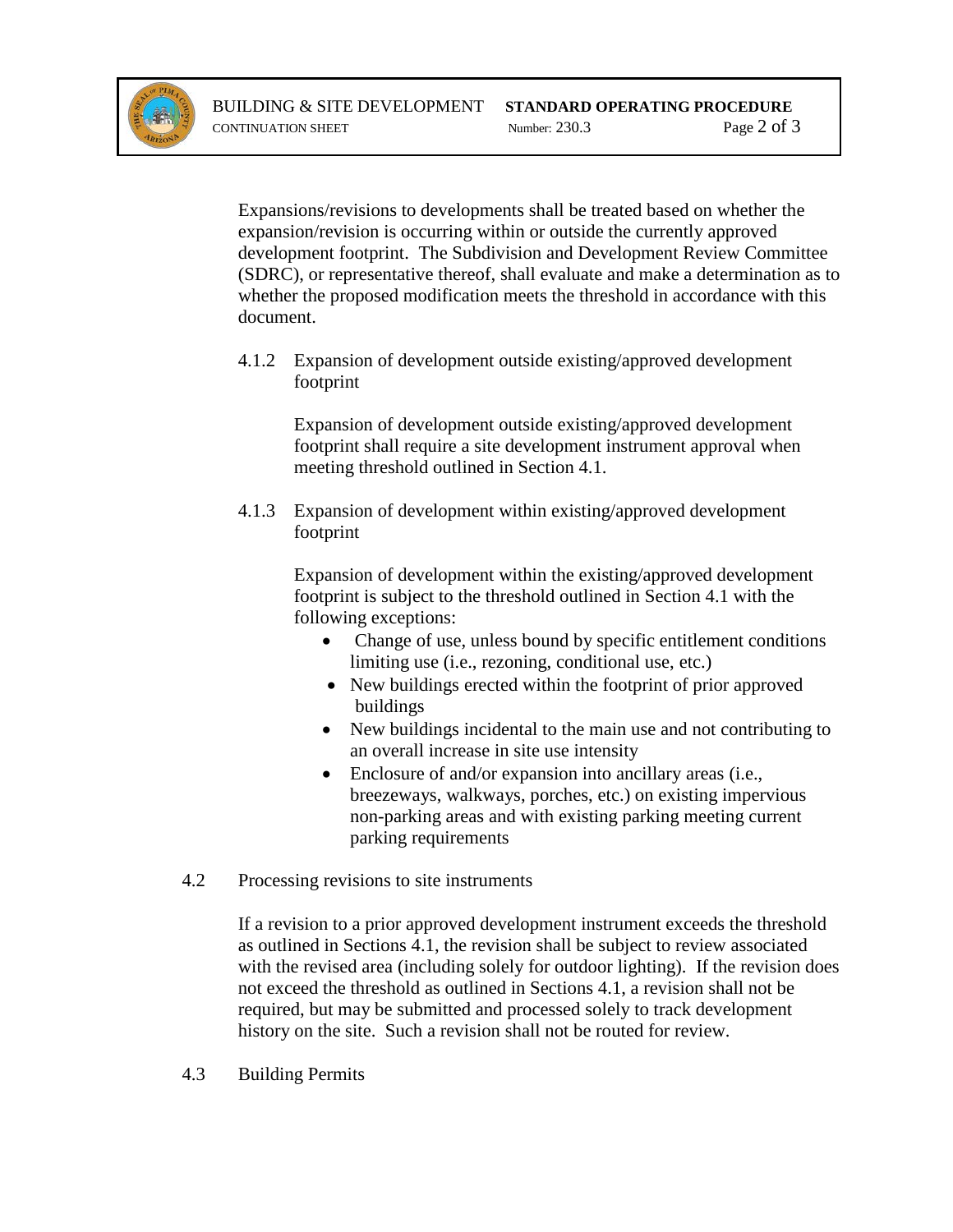Expansions/revisions to developments shall be treated based on whether the expansion/revision is occurring within or outside the currently approved development footprint. The Subdivision and Development Review Committee (SDRC), or representative thereof, shall evaluate and make a determination as to whether the proposed modification meets the threshold in accordance with this document.

4.1.2 Expansion of development outside existing/approved development footprint

Expansion of development outside existing/approved development footprint shall require a site development instrument approval when meeting threshold outlined in Section 4.1.

4.1.3 Expansion of development within existing/approved development footprint

Expansion of development within the existing/approved development footprint is subject to the threshold outlined in Section 4.1 with the following exceptions:

- Change of use, unless bound by specific entitlement conditions limiting use (i.e., rezoning, conditional use, etc.)
- New buildings erected within the footprint of prior approved buildings
- New buildings incidental to the main use and not contributing to an overall increase in site use intensity
- Enclosure of and/or expansion into ancillary areas (i.e., breezeways, walkways, porches, etc.) on existing impervious non-parking areas and with existing parking meeting current parking requirements

4.2 Processing revisions to site instruments

If a revision to a prior approved development instrument exceeds the threshold as outlined in Sections 4.1, the revision shall be subject to review associated with the revised area (including solely for outdoor lighting). If the revision does not exceed the threshold as outlined in Sections 4.1, a revision shall not be required, but may be submitted and processed solely to track development history on the site. Such a revision shall not be routed for review.

4.3 Building Permits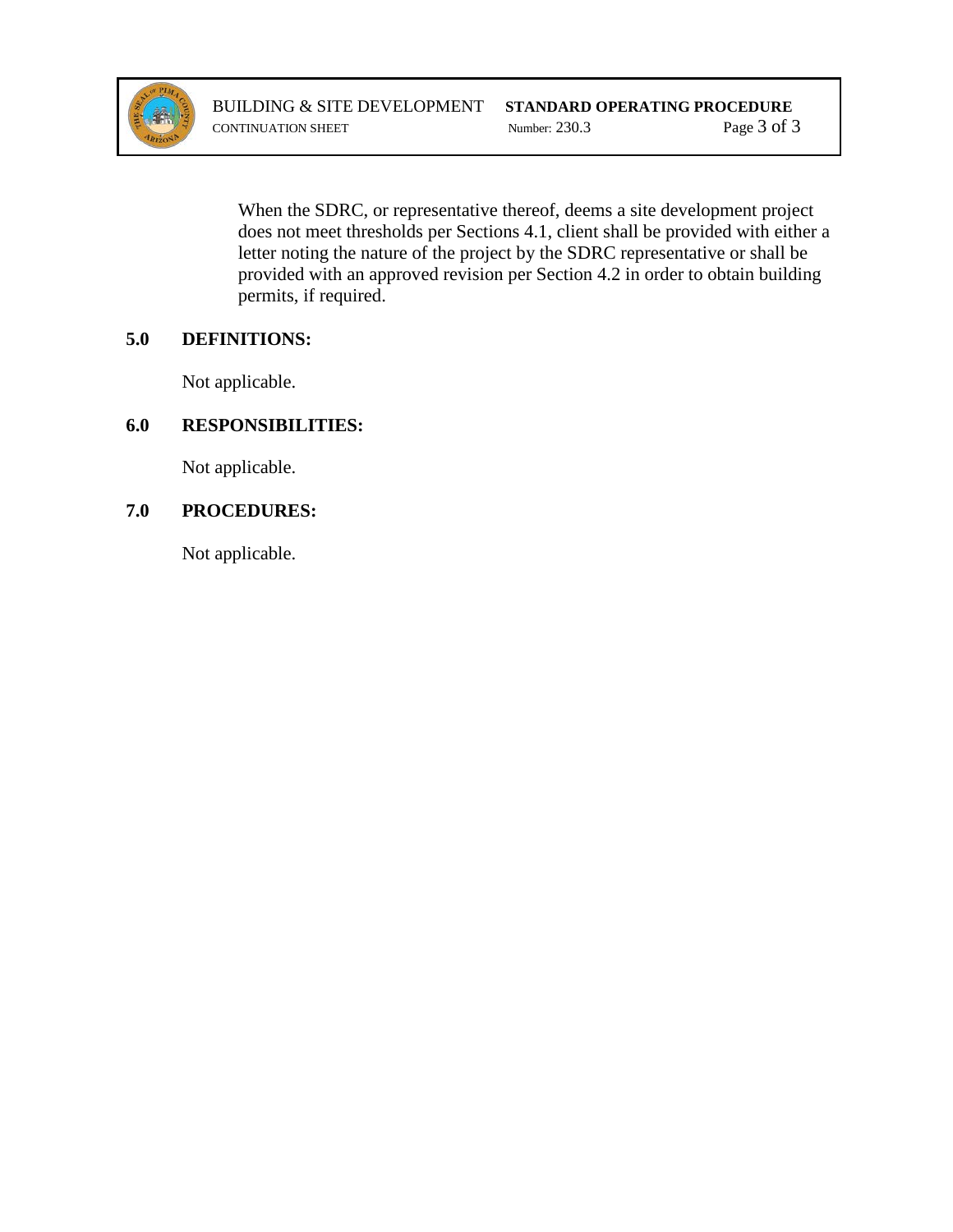When the SDRC, or representative thereof, deems a site development project does not meet thresholds per Sections 4.1, client shall be provided with either a letter noting the nature of the project by the SDRC representative or shall be provided with an approved revision per Section 4.2 in order to obtain building permits, if required.

## 5.0 DEFINITIONS:

Not applicable.

## 6.0 RESPONSIBILITIES:

Not applicable.

## 7.0 PROCEDURES:

Not applicable.